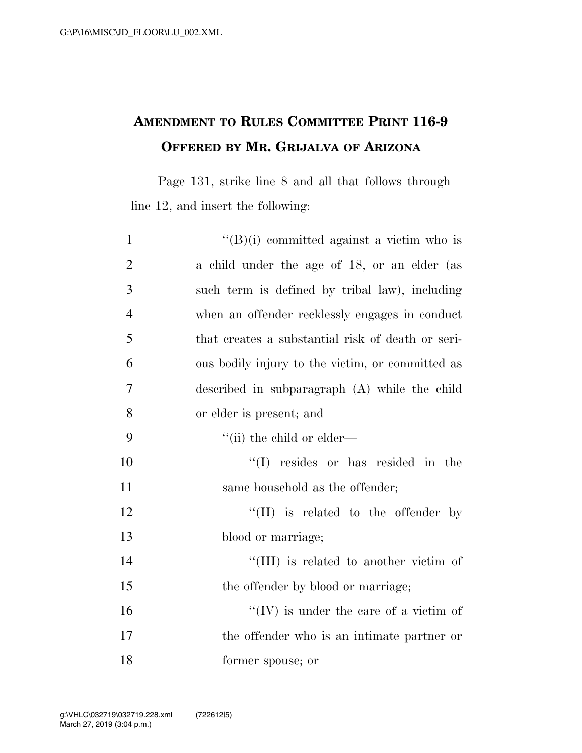## AMENDMENT TO RULES COMMITTEE PRINT 116-9
## OFFERED BY MR. GRIJALVA OF ARIZONA

Page 131, strike line 8 and all that follows through line 12, and insert the following:

1 "(B)(i) committed against a victim who is
2 a child under the age of 18, or an elder (as
3 such term is defined by tribal law), including
4 when an offender recklessly engages in conduct
5 that creates a substantial risk of death or seri-
6 ous bodily injury to the victim, or committed as
7 described in subparagraph (A) while the child
8 or elder is present; and
9 "(ii) the child or elder—
10 "(I) resides or has resided in the
11 same household as the offender;
12 "(II) is related to the offender by
13 blood or marriage;
14 "(III) is related to another victim of
15 the offender by blood or marriage;
16 "(IV) is under the care of a victim of
17 the offender who is an intimate partner or
18 former spouse; or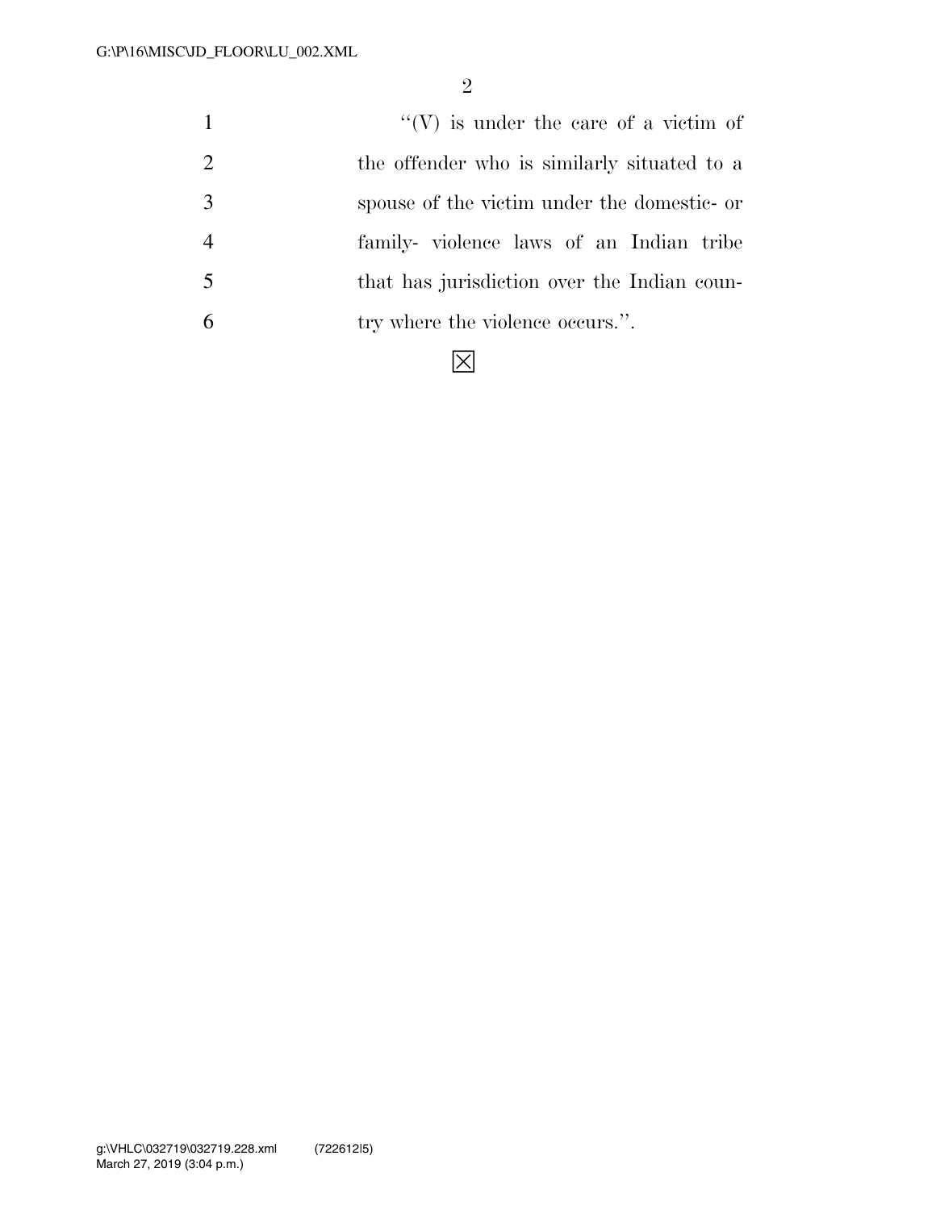''(V) is under the care of a victim of the offender who is similarly situated to a spouse of the victim under the domestic- or family- violence laws of an Indian tribe that has jurisdiction over the Indian country where the violence occurs.''.